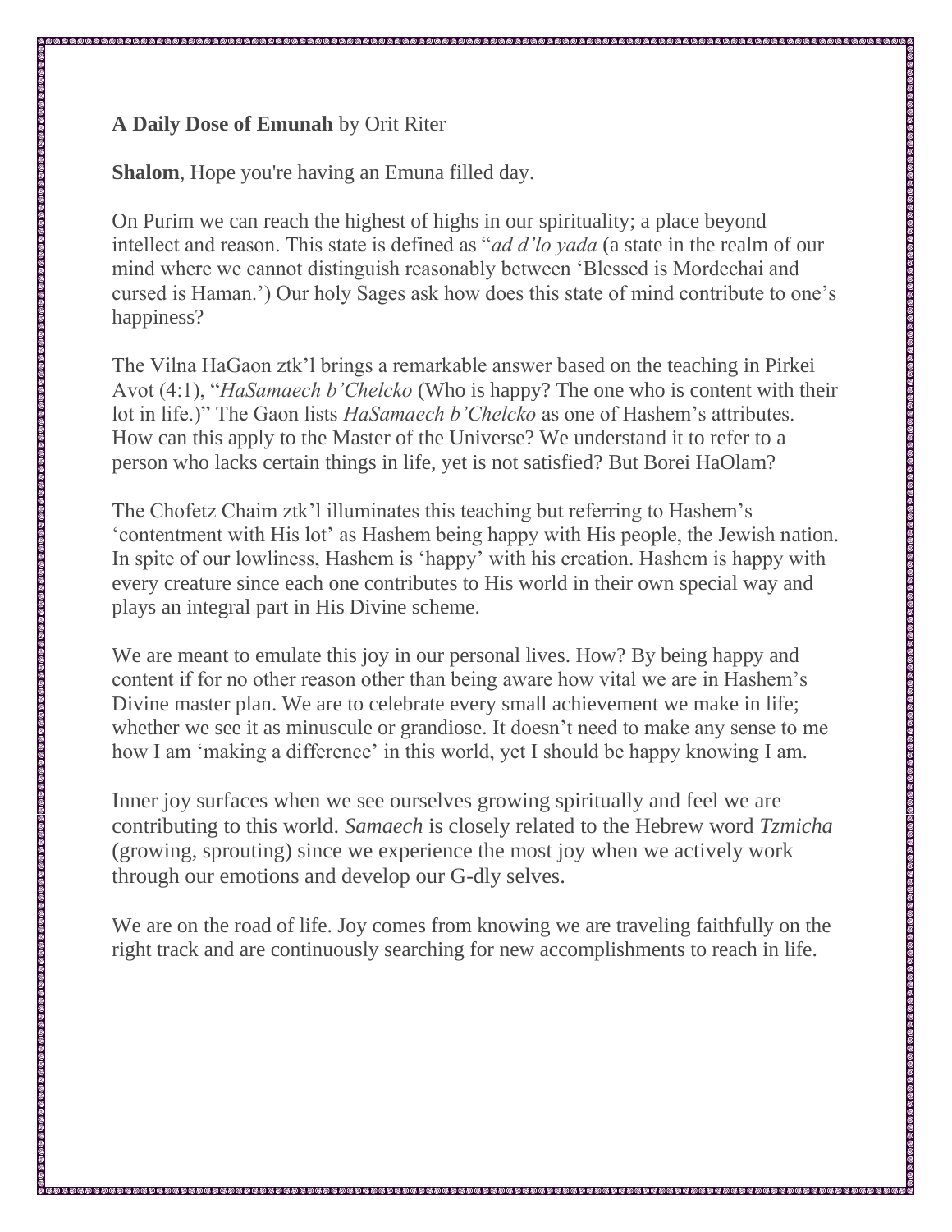**A Daily Dose of Emunah** by Orit Riter

**Shalom**, Hope you're having an Emuna filled day.

On Purim we can reach the highest of highs in our spirituality; a place beyond intellect and reason. This state is defined as "*ad d'lo yada* (a state in the realm of our mind where we cannot distinguish reasonably between 'Blessed is Mordechai and cursed is Haman.') Our holy Sages ask how does this state of mind contribute to one's happiness?

The Vilna HaGaon ztk'l brings a remarkable answer based on the teaching in Pirkei Avot (4:1), "*HaSamaech b'Chelcko* (Who is happy? The one who is content with their lot in life.)" The Gaon lists *HaSamaech b'Chelcko* as one of Hashem's attributes. How can this apply to the Master of the Universe? We understand it to refer to a person who lacks certain things in life, yet is not satisfied? But Borei HaOlam?

The Chofetz Chaim ztk'l illuminates this teaching but referring to Hashem's 'contentment with His lot' as Hashem being happy with His people, the Jewish nation. In spite of our lowliness, Hashem is 'happy' with his creation. Hashem is happy with every creature since each one contributes to His world in their own special way and plays an integral part in His Divine scheme.

We are meant to emulate this joy in our personal lives. How? By being happy and content if for no other reason other than being aware how vital we are in Hashem's Divine master plan. We are to celebrate every small achievement we make in life; whether we see it as minuscule or grandiose. It doesn't need to make any sense to me how I am 'making a difference' in this world, yet I should be happy knowing I am.

Inner joy surfaces when we see ourselves growing spiritually and feel we are contributing to this world. *Samaech* is closely related to the Hebrew word *Tzmicha* (growing, sprouting) since we experience the most joy when we actively work through our emotions and develop our G-dly selves.

We are on the road of life. Joy comes from knowing we are traveling faithfully on the right track and are continuously searching for new accomplishments to reach in life.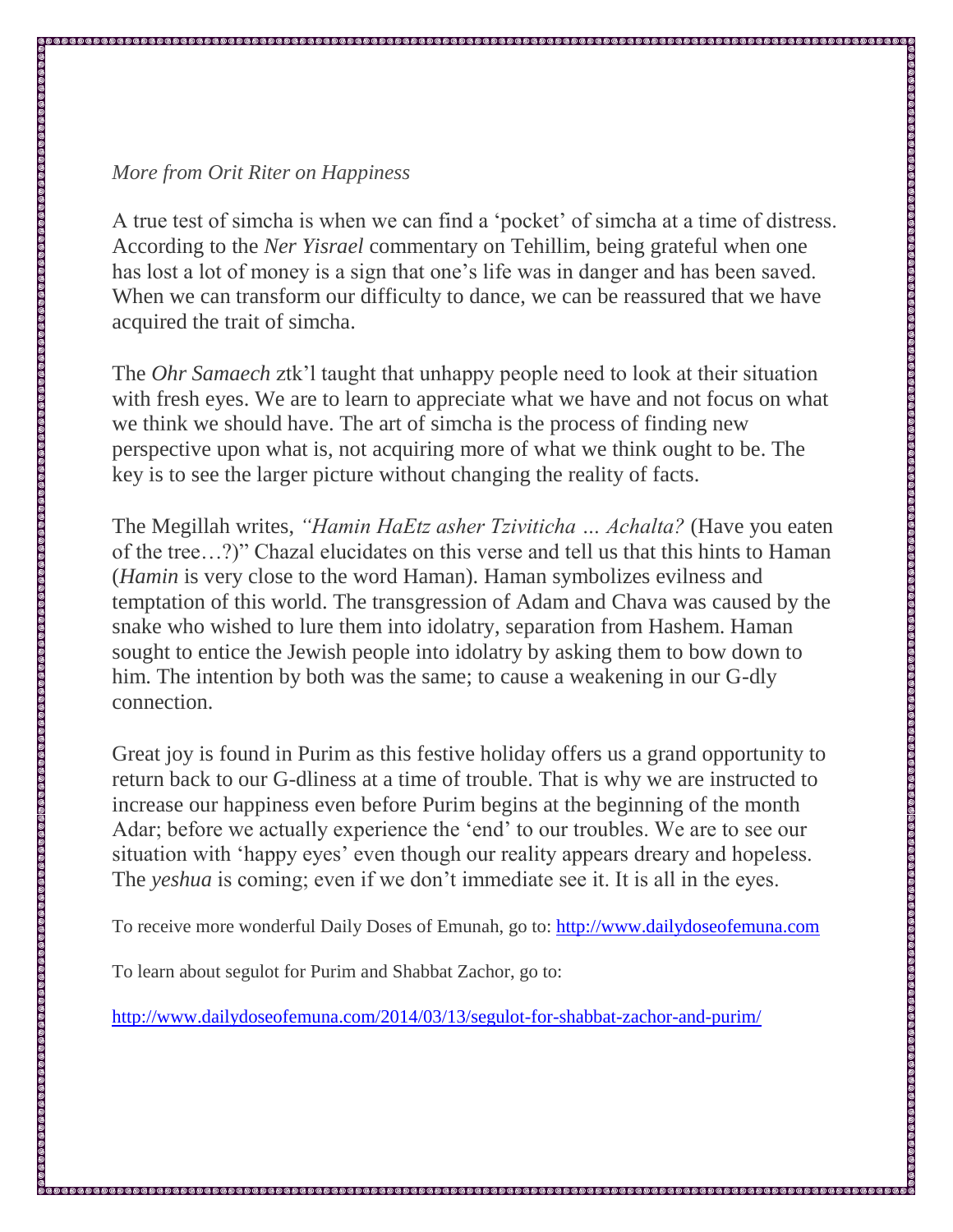*More from Orit Riter on Happiness*

A true test of simcha is when we can find a 'pocket' of simcha at a time of distress. According to the *Ner Yisrael* commentary on Tehillim, being grateful when one has lost a lot of money is a sign that one's life was in danger and has been saved. When we can transform our difficulty to dance, we can be reassured that we have acquired the trait of simcha.

The *Ohr Samaech* ztk'l taught that unhappy people need to look at their situation with fresh eyes. We are to learn to appreciate what we have and not focus on what we think we should have. The art of simcha is the process of finding new perspective upon what is, not acquiring more of what we think ought to be. The key is to see the larger picture without changing the reality of facts.

The Megillah writes, *"Hamin HaEtz asher Tziviticha … Achalta?* (Have you eaten of the tree…?)" Chazal elucidates on this verse and tell us that this hints to Haman (*Hamin* is very close to the word Haman). Haman symbolizes evilness and temptation of this world. The transgression of Adam and Chava was caused by the snake who wished to lure them into idolatry, separation from Hashem. Haman sought to entice the Jewish people into idolatry by asking them to bow down to him. The intention by both was the same; to cause a weakening in our G-dly connection.

Great joy is found in Purim as this festive holiday offers us a grand opportunity to return back to our G-dliness at a time of trouble. That is why we are instructed to increase our happiness even before Purim begins at the beginning of the month Adar; before we actually experience the 'end' to our troubles. We are to see our situation with 'happy eyes' even though our reality appears dreary and hopeless. The *yeshua* is coming; even if we don't immediate see it. It is all in the eyes.

To receive more wonderful Daily Doses of Emunah, go to: [http://www.dailydoseofemuna.com](http://www.dailydoseofemuna.com)

To learn about segulot for Purim and Shabbat Zachor, go to:

[http://www.dailydoseofemuna.com/2014/03/13/segulot-for-shabbat-zachor-and-purim/](http://www.dailydoseofemuna.com/2014/03/13/segulot-for-shabbat-zachor-and-purim/)